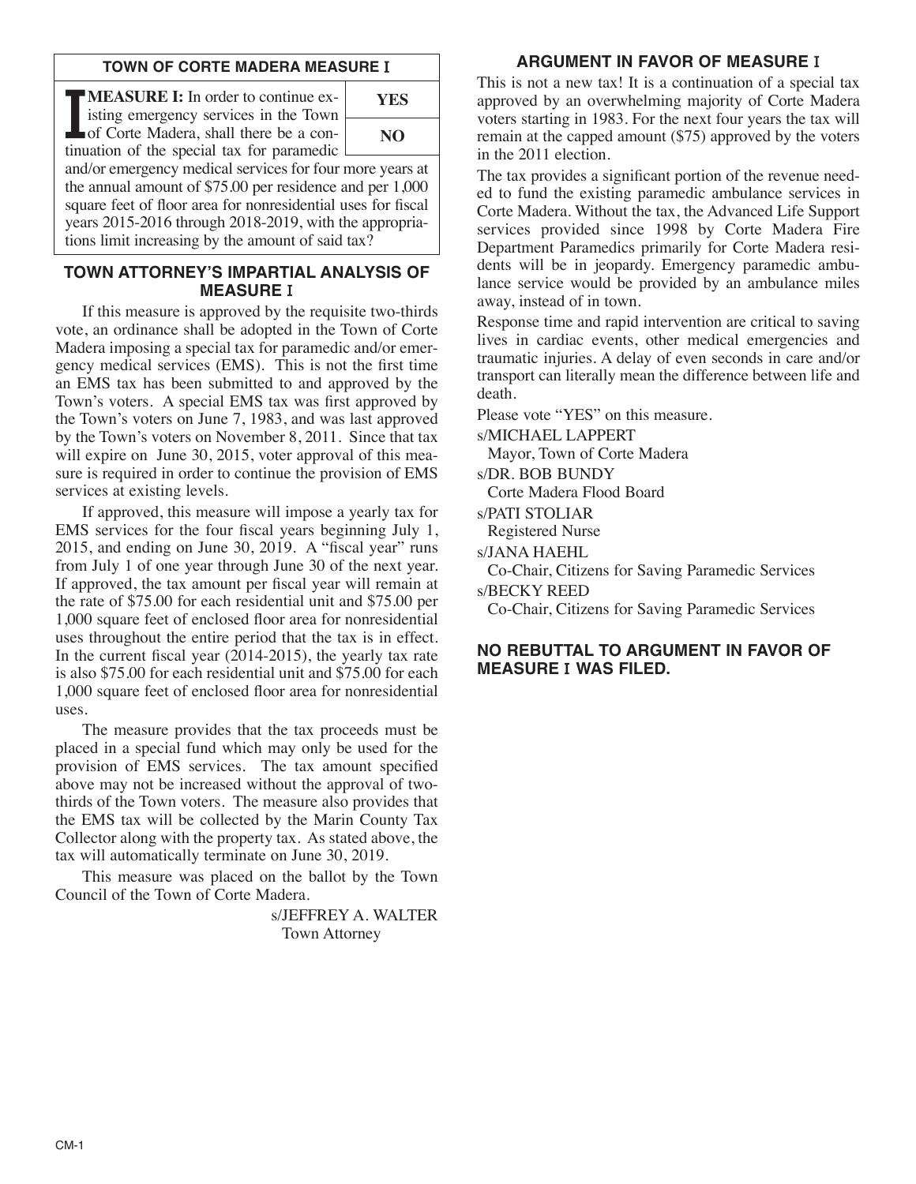## TOWN OF CORTE MADERA MEASURE I

**MEASURE I:** In order to continue existing emergency services in the Town of Corte Madera, shall there be a continuation of the special tax for paramedic and/or emergency medical services for four more years at the annual amount of $75.00 per residence and per 1,000 square feet of floor area for nonresidential uses for fiscal years 2015-2016 through 2018-2019, with the appropriations limit increasing by the amount of said tax?

| YES |
| --- |
| NO |

## TOWN ATTORNEY'S IMPARTIAL ANALYSIS OF MEASURE I

If this measure is approved by the requisite two-thirds vote, an ordinance shall be adopted in the Town of Corte Madera imposing a special tax for paramedic and/or emergency medical services (EMS). This is not the first time an EMS tax has been submitted to and approved by the Town's voters. A special EMS tax was first approved by the Town's voters on June 7, 1983, and was last approved by the Town's voters on November 8, 2011. Since that tax will expire on June 30, 2015, voter approval of this measure is required in order to continue the provision of EMS services at existing levels.

If approved, this measure will impose a yearly tax for EMS services for the four fiscal years beginning July 1, 2015, and ending on June 30, 2019. A "fiscal year" runs from July 1 of one year through June 30 of the next year. If approved, the tax amount per fiscal year will remain at the rate of $75.00 for each residential unit and $75.00 per 1,000 square feet of enclosed floor area for nonresidential uses throughout the entire period that the tax is in effect. In the current fiscal year (2014-2015), the yearly tax rate is also $75.00 for each residential unit and $75.00 for each 1,000 square feet of enclosed floor area for nonresidential uses.

The measure provides that the tax proceeds must be placed in a special fund which may only be used for the provision of EMS services. The tax amount specified above may not be increased without the approval of two-thirds of the Town voters. The measure also provides that the EMS tax will be collected by the Marin County Tax Collector along with the property tax. As stated above, the tax will automatically terminate on June 30, 2019.

This measure was placed on the ballot by the Town Council of the Town of Corte Madera.

s/JEFFREY A. WALTER
Town Attorney

## ARGUMENT IN FAVOR OF MEASURE I

This is not a new tax! It is a continuation of a special tax approved by an overwhelming majority of Corte Madera voters starting in 1983. For the next four years the tax will remain at the capped amount ($75) approved by the voters in the 2011 election.

The tax provides a significant portion of the revenue needed to fund the existing paramedic ambulance services in Corte Madera. Without the tax, the Advanced Life Support services provided since 1998 by Corte Madera Fire Department Paramedics primarily for Corte Madera residents will be in jeopardy. Emergency paramedic ambulance service would be provided by an ambulance miles away, instead of in town.

Response time and rapid intervention are critical to saving lives in cardiac events, other medical emergencies and traumatic injuries. A delay of even seconds in care and/or transport can literally mean the difference between life and death.

Please vote "YES" on this measure.

s/MICHAEL LAPPERT
Mayor, Town of Corte Madera

s/DR. BOB BUNDY
Corte Madera Flood Board

s/PATI STOLIAR
Registered Nurse

s/JANA HAEHL
Co-Chair, Citizens for Saving Paramedic Services

s/BECKY REED
Co-Chair, Citizens for Saving Paramedic Services

## NO REBUTTAL TO ARGUMENT IN FAVOR OF MEASURE I WAS FILED.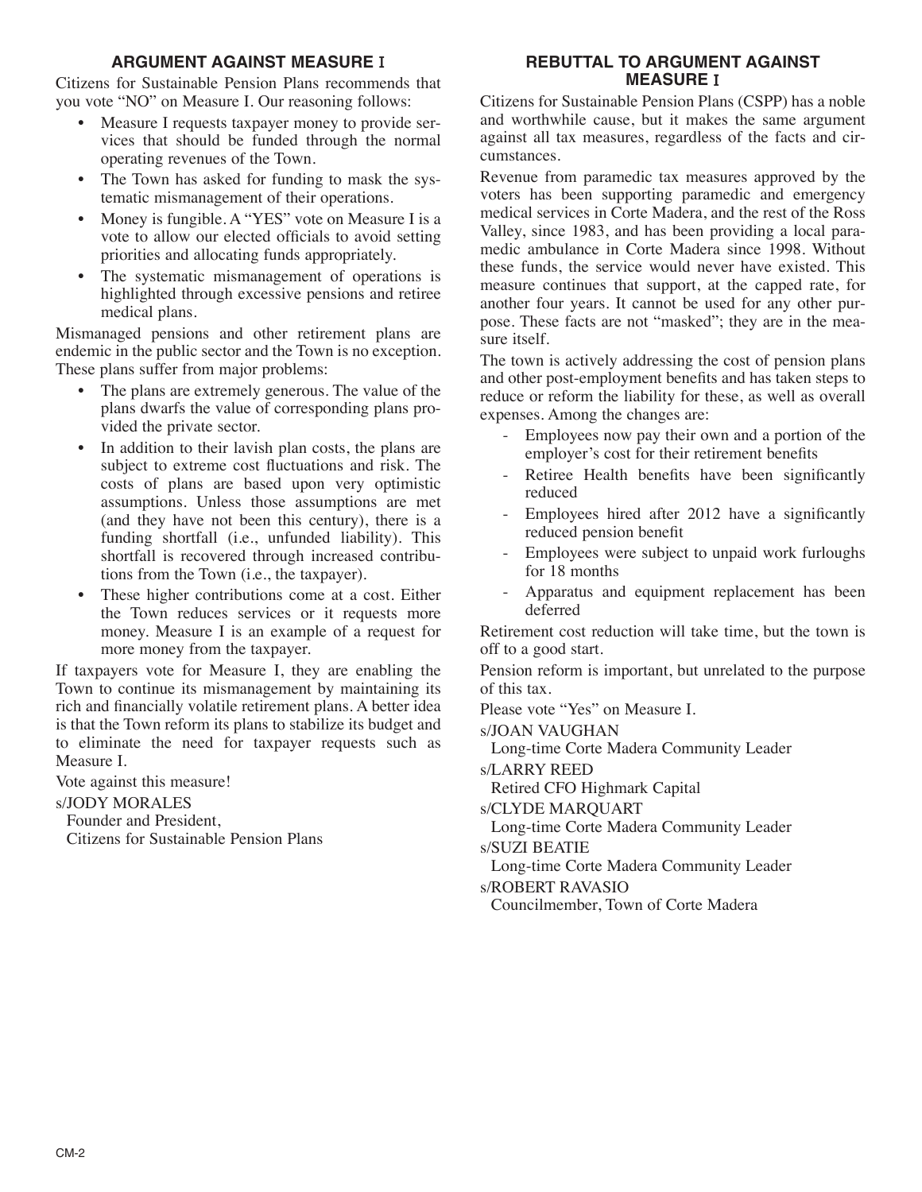## ARGUMENT AGAINST MEASURE I

Citizens for Sustainable Pension Plans recommends that you vote "NO" on Measure I. Our reasoning follows:

- Measure I requests taxpayer money to provide services that should be funded through the normal operating revenues of the Town.
- The Town has asked for funding to mask the systematic mismanagement of their operations.
- Money is fungible. A "YES" vote on Measure I is a vote to allow our elected officials to avoid setting priorities and allocating funds appropriately.
- The systematic mismanagement of operations is highlighted through excessive pensions and retiree medical plans.

Mismanaged pensions and other retirement plans are endemic in the public sector and the Town is no exception. These plans suffer from major problems:

- The plans are extremely generous. The value of the plans dwarfs the value of corresponding plans provided the private sector.
- In addition to their lavish plan costs, the plans are subject to extreme cost fluctuations and risk. The costs of plans are based upon very optimistic assumptions. Unless those assumptions are met (and they have not been this century), there is a funding shortfall (i.e., unfunded liability). This shortfall is recovered through increased contributions from the Town (i.e., the taxpayer).
- These higher contributions come at a cost. Either the Town reduces services or it requests more money. Measure I is an example of a request for more money from the taxpayer.

If taxpayers vote for Measure I, they are enabling the Town to continue its mismanagement by maintaining its rich and financially volatile retirement plans. A better idea is that the Town reform its plans to stabilize its budget and to eliminate the need for taxpayer requests such as Measure I.

Vote against this measure!

s/JODY MORALES
Founder and President,
Citizens for Sustainable Pension Plans

## REBUTTAL TO ARGUMENT AGAINST MEASURE I

Citizens for Sustainable Pension Plans (CSPP) has a noble and worthwhile cause, but it makes the same argument against all tax measures, regardless of the facts and circumstances.

Revenue from paramedic tax measures approved by the voters has been supporting paramedic and emergency medical services in Corte Madera, and the rest of the Ross Valley, since 1983, and has been providing a local paramedic ambulance in Corte Madera since 1998. Without these funds, the service would never have existed. This measure continues that support, at the capped rate, for another four years. It cannot be used for any other purpose. These facts are not "masked"; they are in the measure itself.

The town is actively addressing the cost of pension plans and other post-employment benefits and has taken steps to reduce or reform the liability for these, as well as overall expenses. Among the changes are:

- Employees now pay their own and a portion of the employer's cost for their retirement benefits
- Retiree Health benefits have been significantly reduced
- Employees hired after 2012 have a significantly reduced pension benefit
- Employees were subject to unpaid work furloughs for 18 months
- Apparatus and equipment replacement has been deferred

Retirement cost reduction will take time, but the town is off to a good start.

Pension reform is important, but unrelated to the purpose of this tax.

Please vote "Yes" on Measure I.

s/JOAN VAUGHAN
Long-time Corte Madera Community Leader

s/LARRY REED
Retired CFO Highmark Capital

s/CLYDE MARQUART
Long-time Corte Madera Community Leader

s/SUZI BEATIE
Long-time Corte Madera Community Leader

s/ROBERT RAVASIO
Councilmember, Town of Corte Madera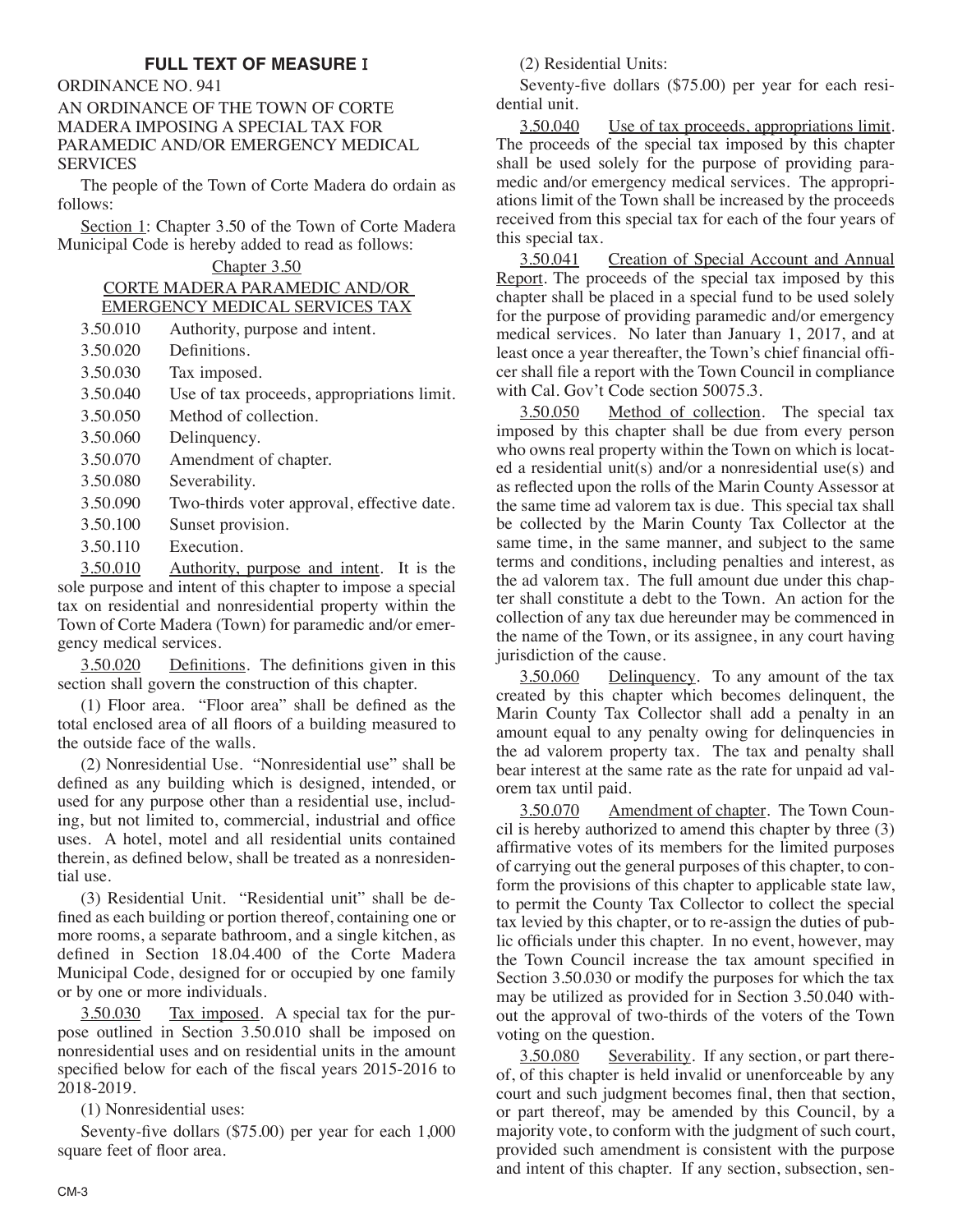## FULL TEXT OF MEASURE I

ORDINANCE NO. 941

AN ORDINANCE OF THE TOWN OF CORTE MADERA IMPOSING A SPECIAL TAX FOR PARAMEDIC AND/OR EMERGENCY MEDICAL SERVICES

The people of the Town of Corte Madera do ordain as follows:

Section 1: Chapter 3.50 of the Town of Corte Madera Municipal Code is hereby added to read as follows:

### Chapter 3.50

### CORTE MADERA PARAMEDIC AND/OR EMERGENCY MEDICAL SERVICES TAX

| | |
|---|---|
| 3.50.010 | Authority, purpose and intent. |
| 3.50.020 | Definitions. |
| 3.50.030 | Tax imposed. |
| 3.50.040 | Use of tax proceeds, appropriations limit. |
| 3.50.050 | Method of collection. |
| 3.50.060 | Delinquency. |
| 3.50.070 | Amendment of chapter. |
| 3.50.080 | Severability. |
| 3.50.090 | Two-thirds voter approval, effective date. |
| 3.50.100 | Sunset provision. |
| 3.50.110 | Execution. |

3.50.010 Authority, purpose and intent. It is the sole purpose and intent of this chapter to impose a special tax on residential and nonresidential property within the Town of Corte Madera (Town) for paramedic and/or emergency medical services.

3.50.020 Definitions. The definitions given in this section shall govern the construction of this chapter.

(1) Floor area. "Floor area" shall be defined as the total enclosed area of all floors of a building measured to the outside face of the walls.

(2) Nonresidential Use. "Nonresidential use" shall be defined as any building which is designed, intended, or used for any purpose other than a residential use, including, but not limited to, commercial, industrial and office uses. A hotel, motel and all residential units contained therein, as defined below, shall be treated as a nonresidential use.

(3) Residential Unit. "Residential unit" shall be defined as each building or portion thereof, containing one or more rooms, a separate bathroom, and a single kitchen, as defined in Section 18.04.400 of the Corte Madera Municipal Code, designed for or occupied by one family or by one or more individuals.

3.50.030 Tax imposed. A special tax for the purpose outlined in Section 3.50.010 shall be imposed on nonresidential uses and on residential units in the amount specified below for each of the fiscal years 2015-2016 to 2018-2019.

(1) Nonresidential uses:

Seventy-five dollars ($75.00) per year for each 1,000 square feet of floor area.

(2) Residential Units:

Seventy-five dollars ($75.00) per year for each residential unit.

3.50.040 Use of tax proceeds, appropriations limit. The proceeds of the special tax imposed by this chapter shall be used solely for the purpose of providing paramedic and/or emergency medical services. The appropriations limit of the Town shall be increased by the proceeds received from this special tax for each of the four years of this special tax.

3.50.041 Creation of Special Account and Annual Report. The proceeds of the special tax imposed by this chapter shall be placed in a special fund to be used solely for the purpose of providing paramedic and/or emergency medical services. No later than January 1, 2017, and at least once a year thereafter, the Town's chief financial officer shall file a report with the Town Council in compliance with Cal. Gov't Code section 50075.3.

3.50.050 Method of collection. The special tax imposed by this chapter shall be due from every person who owns real property within the Town on which is located a residential unit(s) and/or a nonresidential use(s) and as reflected upon the rolls of the Marin County Assessor at the same time ad valorem tax is due. This special tax shall be collected by the Marin County Tax Collector at the same time, in the same manner, and subject to the same terms and conditions, including penalties and interest, as the ad valorem tax. The full amount due under this chapter shall constitute a debt to the Town. An action for the collection of any tax due hereunder may be commenced in the name of the Town, or its assignee, in any court having jurisdiction of the cause.

3.50.060 Delinquency. To any amount of the tax created by this chapter which becomes delinquent, the Marin County Tax Collector shall add a penalty in an amount equal to any penalty owing for delinquencies in the ad valorem property tax. The tax and penalty shall bear interest at the same rate as the rate for unpaid ad valorem tax until paid.

3.50.070 Amendment of chapter. The Town Council is hereby authorized to amend this chapter by three (3) affirmative votes of its members for the limited purposes of carrying out the general purposes of this chapter, to conform the provisions of this chapter to applicable state law, to permit the County Tax Collector to collect the special tax levied by this chapter, or to re-assign the duties of public officials under this chapter. In no event, however, may the Town Council increase the tax amount specified in Section 3.50.030 or modify the purposes for which the tax may be utilized as provided for in Section 3.50.040 without the approval of two-thirds of the voters of the Town voting on the question.

3.50.080 Severability. If any section, or part thereof, of this chapter is held invalid or unenforceable by any court and such judgment becomes final, then that section, or part thereof, may be amended by this Council, by a majority vote, to conform with the judgment of such court, provided such amendment is consistent with the purpose and intent of this chapter. If any section, subsection, sen-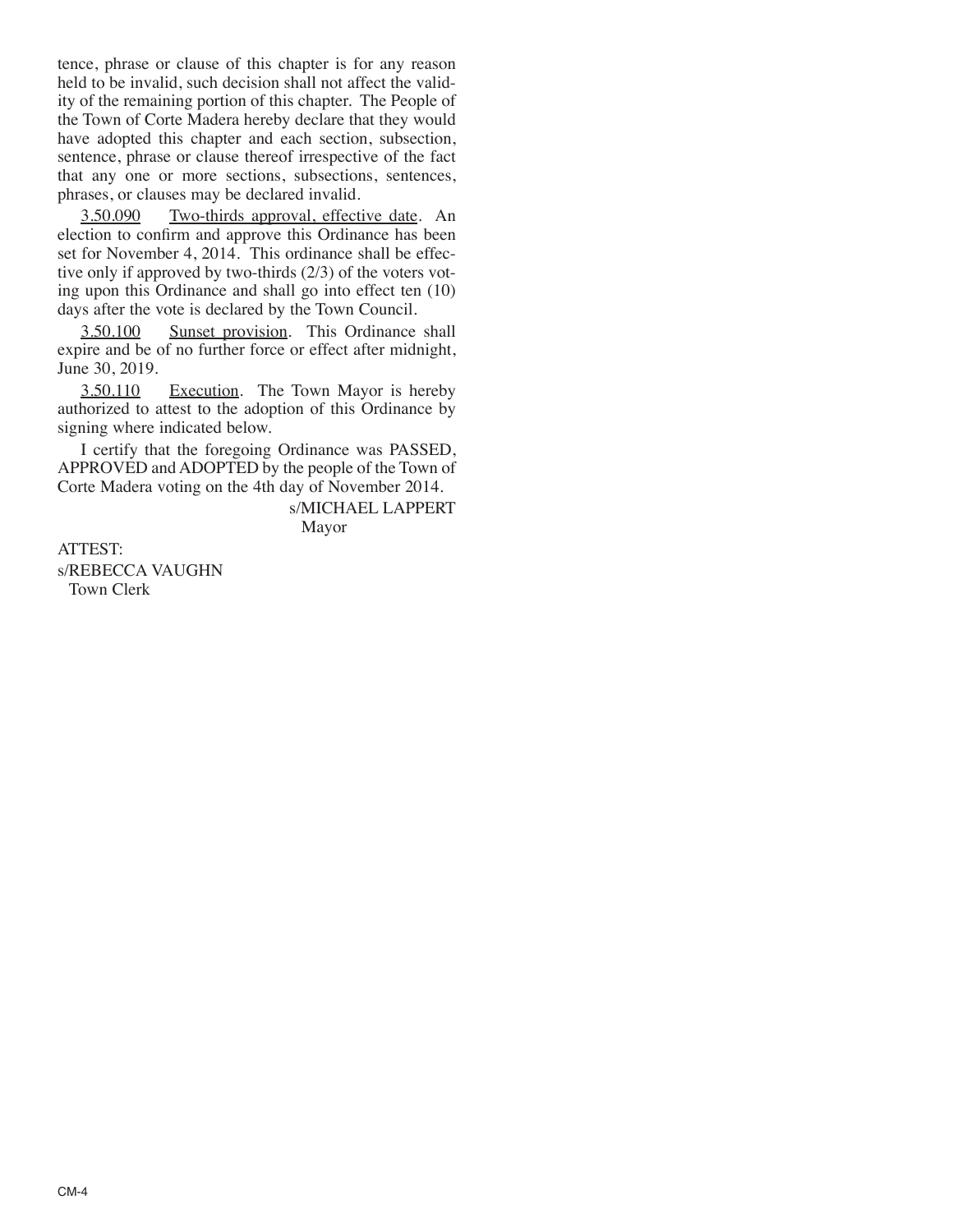tence, phrase or clause of this chapter is for any reason held to be invalid, such decision shall not affect the validity of the remaining portion of this chapter. The People of the Town of Corte Madera hereby declare that they would have adopted this chapter and each section, subsection, sentence, phrase or clause thereof irrespective of the fact that any one or more sections, subsections, sentences, phrases, or clauses may be declared invalid.

3.50.090 Two-thirds approval, effective date. An election to confirm and approve this Ordinance has been set for November 4, 2014. This ordinance shall be effective only if approved by two-thirds (2/3) of the voters voting upon this Ordinance and shall go into effect ten (10) days after the vote is declared by the Town Council.

3.50.100 Sunset provision. This Ordinance shall expire and be of no further force or effect after midnight, June 30, 2019.

3.50.110 Execution. The Town Mayor is hereby authorized to attest to the adoption of this Ordinance by signing where indicated below.

I certify that the foregoing Ordinance was PASSED, APPROVED and ADOPTED by the people of the Town of Corte Madera voting on the 4th day of November 2014.

s/MICHAEL LAPPERT
Mayor

ATTEST:
s/REBECCA VAUGHN
Town Clerk